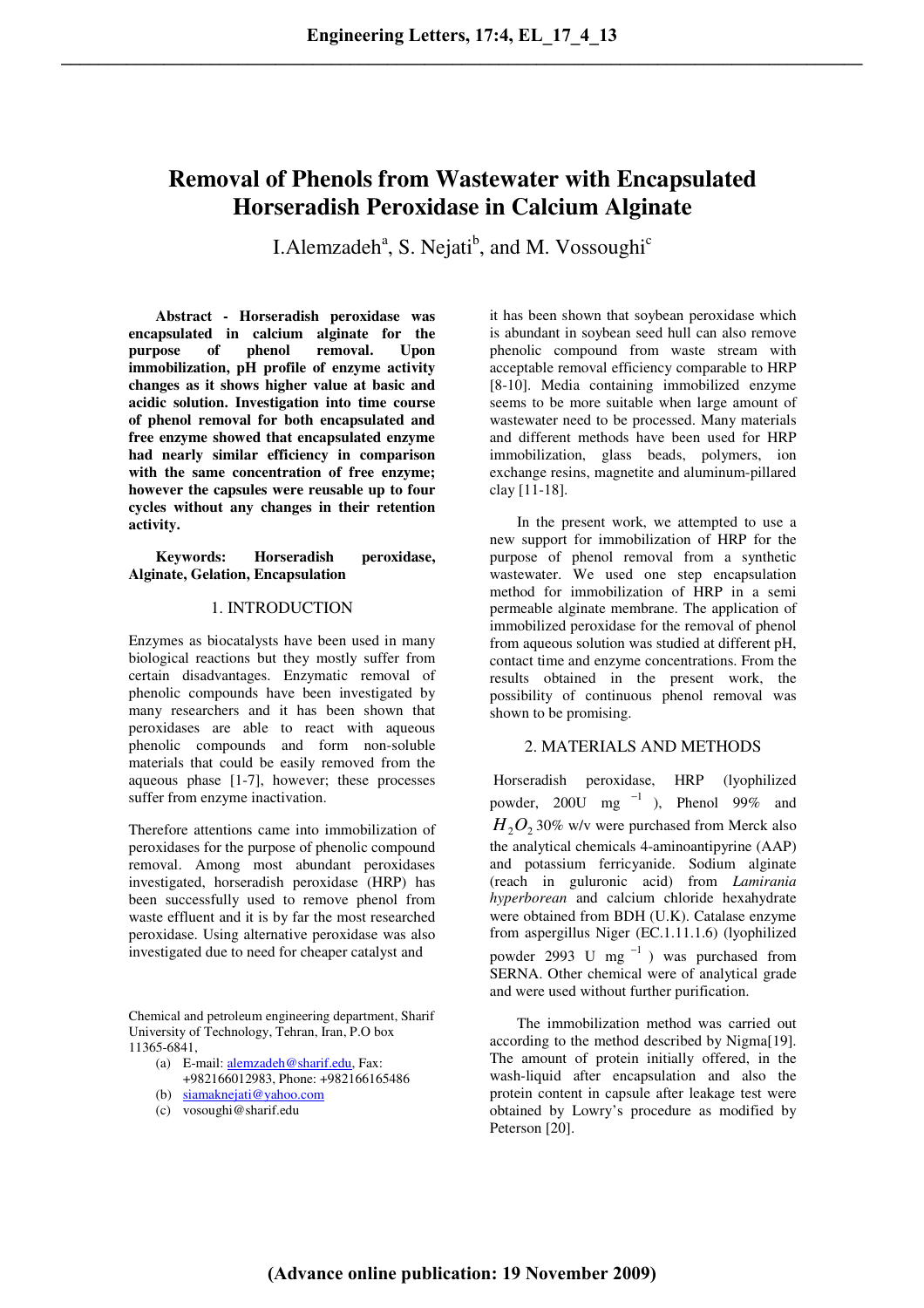# Removal of Phenols from Wastewater with Encapsulated Horseradish Peroxidase in Calcium Alginate

I.Alemzadeh[a], S. Nejati[b], and M. Vossoughi[c]

**Abstract - Horseradish peroxidase was encapsulated in calcium alginate for the purpose of phenol removal. Upon immobilization, pH profile of enzyme activity changes as it shows higher value at basic and acidic solution. Investigation into time course of phenol removal for both encapsulated and free enzyme showed that encapsulated enzyme had nearly similar efficiency in comparison with the same concentration of free enzyme; however the capsules were reusable up to four cycles without any changes in their retention activity.**

**Keywords: Horseradish peroxidase, Alginate, Gelation, Encapsulation**

## 1. INTRODUCTION

Enzymes as biocatalysts have been used in many biological reactions but they mostly suffer from certain disadvantages. Enzymatic removal of phenolic compounds have been investigated by many researchers and it has been shown that peroxidases are able to react with aqueous phenolic compounds and form non-soluble materials that could be easily removed from the aqueous phase [1-7], however; these processes suffer from enzyme inactivation.

Therefore attentions came into immobilization of peroxidases for the purpose of phenolic compound removal. Among most abundant peroxidases investigated, horseradish peroxidase (HRP) has been successfully used to remove phenol from waste effluent and it is by far the most researched peroxidase. Using alternative peroxidase was also investigated due to need for cheaper catalyst and it has been shown that soybean peroxidase which is abundant in soybean seed hull can also remove phenolic compound from waste stream with acceptable removal efficiency comparable to HRP [8-10]. Media containing immobilized enzyme seems to be more suitable when large amount of wastewater need to be processed. Many materials and different methods have been used for HRP immobilization, glass beads, polymers, ion exchange resins, magnetite and aluminum-pillared clay [11-18].

In the present work, we attempted to use a new support for immobilization of HRP for the purpose of phenol removal from a synthetic wastewater. We used one step encapsulation method for immobilization of HRP in a semi permeable alginate membrane. The application of immobilized peroxidase for the removal of phenol from aqueous solution was studied at different pH, contact time and enzyme concentrations. From the results obtained in the present work, the possibility of continuous phenol removal was shown to be promising.

## 2. MATERIALS AND METHODS

Horseradish peroxidase, HRP (lyophilized powder, 200U mg $^{-1}$), Phenol 99% and $H_2O_2$ 30% w/v were purchased from Merck also the analytical chemicals 4-aminoantipyrine (AAP) and potassium ferricyanide. Sodium alginate (reach in guluronic acid) from *Lamirania hyperborean* and calcium chloride hexahydrate were obtained from BDH (U.K). Catalase enzyme from aspergillus Niger (EC.1.11.1.6) (lyophilized powder 2993 U mg $^{-1}$) was purchased from SERNA. Other chemical were of analytical grade and were used without further purification.

The immobilization method was carried out according to the method described by Nigma[19]. The amount of protein initially offered, in the wash-liquid after encapsulation and also the protein content in capsule after leakage test were obtained by Lowry's procedure as modified by Peterson [20].

Chemical and petroleum engineering department, Sharif University of Technology, Tehran, Iran, P.O box 11365-6841,

(a) E-mail: alemzadeh@sharif.edu, Fax: +982166012983, Phone: +982166165486
(b) siamaknejati@yahoo.com
(c) vosoughi@sharif.edu

(Advance online publication: 19 November 2009)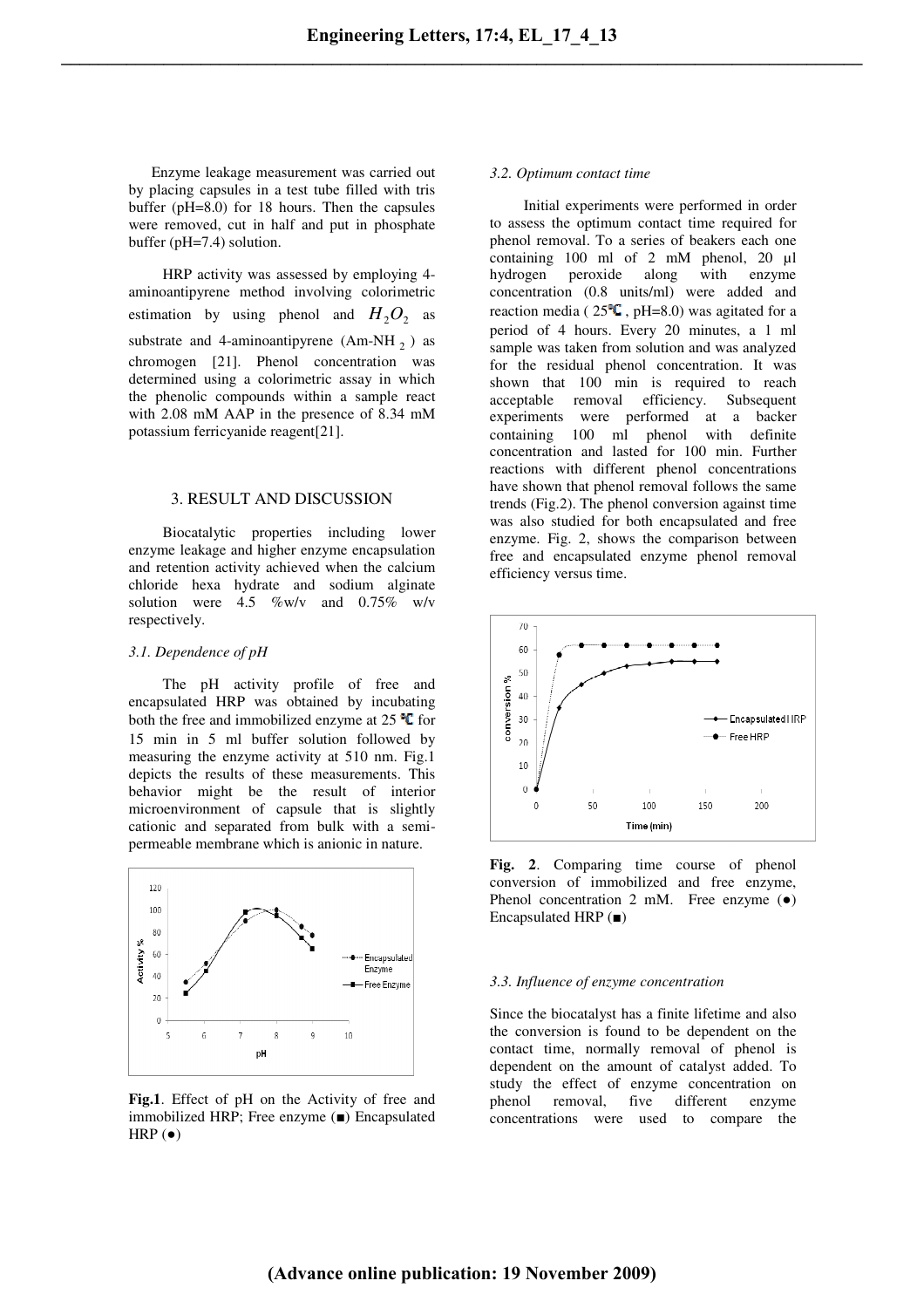Enzyme leakage measurement was carried out by placing capsules in a test tube filled with tris buffer (pH=8.0) for 18 hours. Then the capsules were removed, cut in half and put in phosphate buffer (pH=7.4) solution.

HRP activity was assessed by employing 4-aminoantipyrene method involving colorimetric estimation by using phenol and $H_2O_2$ as substrate and 4-aminoantipyrene (Am-NH $_2$ ) as chromogen [21]. Phenol concentration was determined using a colorimetric assay in which the phenolic compounds within a sample react with 2.08 mM AAP in the presence of 8.34 mM potassium ferricyanide reagent[21].

## 3. RESULT AND DISCUSSION

Biocatalytic properties including lower enzyme leakage and higher enzyme encapsulation and retention activity achieved when the calcium chloride hexa hydrate and sodium alginate solution were 4.5 %w/v and 0.75% w/v respectively.

### *3.1. Dependence of pH*

The pH activity profile of free and encapsulated HRP was obtained by incubating both the free and immobilized enzyme at 25 ℃ for 15 min in 5 ml buffer solution followed by measuring the enzyme activity at 510 nm. Fig.1 depicts the results of these measurements. This behavior might be the result of interior microenvironment of capsule that is slightly cationic and separated from bulk with a semi-permeable membrane which is anionic in nature.

**Fig.1**. Effect of pH on the Activity of free and immobilized HRP; Free enzyme (■) Encapsulated HRP (●)

### *3.2. Optimum contact time*

Initial experiments were performed in order to assess the optimum contact time required for phenol removal. To a series of beakers each one containing 100 ml of 2 mM phenol, 20 µl hydrogen peroxide along with enzyme concentration (0.8 units/ml) were added and reaction media ( 25℃ , pH=8.0) was agitated for a period of 4 hours. Every 20 minutes, a 1 ml sample was taken from solution and was analyzed for the residual phenol concentration. It was shown that 100 min is required to reach acceptable removal efficiency. Subsequent experiments were performed at a backer containing 100 ml phenol with definite concentration and lasted for 100 min. Further reactions with different phenol concentrations have shown that phenol removal follows the same trends (Fig.2). The phenol conversion against time was also studied for both encapsulated and free enzyme. Fig. 2, shows the comparison between free and encapsulated enzyme phenol removal efficiency versus time.

**Fig. 2**. Comparing time course of phenol conversion of immobilized and free enzyme, Phenol concentration 2 mM. Free enzyme (●) Encapsulated HRP (■)

### *3.3. Influence of enzyme concentration*

Since the biocatalyst has a finite lifetime and also the conversion is found to be dependent on the contact time, normally removal of phenol is dependent on the amount of catalyst added. To study the effect of enzyme concentration on phenol removal, five different enzyme concentrations were used to compare the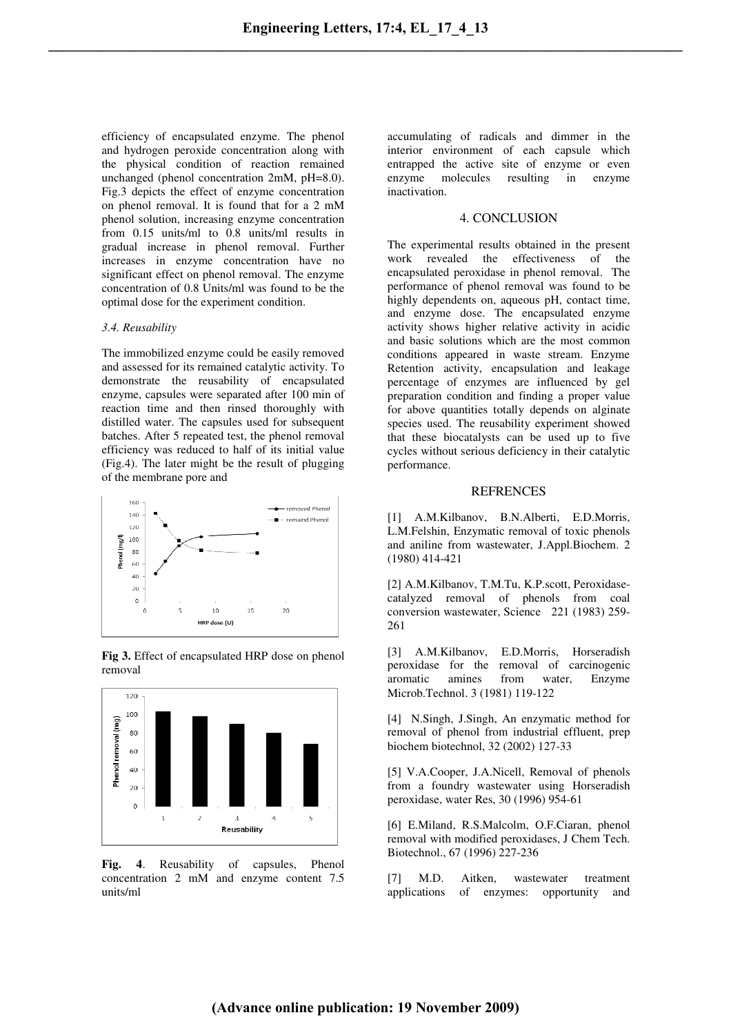efficiency of encapsulated enzyme. The phenol and hydrogen peroxide concentration along with the physical condition of reaction remained unchanged (phenol concentration 2mM, pH=8.0). Fig.3 depicts the effect of enzyme concentration on phenol removal. It is found that for a 2 mM phenol solution, increasing enzyme concentration from 0.15 units/ml to 0.8 units/ml results in gradual increase in phenol removal. Further increases in enzyme concentration have no significant effect on phenol removal. The enzyme concentration of 0.8 Units/ml was found to be the optimal dose for the experiment condition.

### *3.4. Reusability*

The immobilized enzyme could be easily removed and assessed for its remained catalytic activity. To demonstrate the reusability of encapsulated enzyme, capsules were separated after 100 min of reaction time and then rinsed thoroughly with distilled water. The capsules used for subsequent batches. After 5 repeated test, the phenol removal efficiency was reduced to half of its initial value (Fig.4). The later might be the result of plugging of the membrane pore and accumulating of radicals and dimmer in the interior environment of each capsule which entrapped the active site of enzyme or even enzyme molecules resulting in enzyme inactivation.

**Fig 3.** Effect of encapsulated HRP dose on phenol removal

**Fig. 4**. Reusability of capsules, Phenol concentration 2 mM and enzyme content 7.5 units/ml

## 4. CONCLUSION

The experimental results obtained in the present work revealed the effectiveness of the encapsulated peroxidase in phenol removal. The performance of phenol removal was found to be highly dependents on, aqueous pH, contact time, and enzyme dose. The encapsulated enzyme activity shows higher relative activity in acidic and basic solutions which are the most common conditions appeared in waste stream. Enzyme Retention activity, encapsulation and leakage percentage of enzymes are influenced by gel preparation condition and finding a proper value for above quantities totally depends on alginate species used. The reusability experiment showed that these biocatalysts can be used up to five cycles without serious deficiency in their catalytic performance.

## REFRENCES

[1] A.M.Kilbanov, B.N.Alberti, E.D.Morris, L.M.Felshin, Enzymatic removal of toxic phenols and aniline from wastewater, J.Appl.Biochem. 2 (1980) 414-421

[2] A.M.Kilbanov, T.M.Tu, K.P.scott, Peroxidase-catalyzed removal of phenols from coal conversion wastewater, Science 221 (1983) 259-261

[3] A.M.Kilbanov, E.D.Morris, Horseradish peroxidase for the removal of carcinogenic aromatic amines from water, Enzyme Microb.Technol. 3 (1981) 119-122

[4] N.Singh, J.Singh, An enzymatic method for removal of phenol from industrial effluent, prep biochem biotechnol, 32 (2002) 127-33

[5] V.A.Cooper, J.A.Nicell, Removal of phenols from a foundry wastewater using Horseradish peroxidase, water Res, 30 (1996) 954-61

[6] E.Miland, R.S.Malcolm, O.F.Ciaran, phenol removal with modified peroxidases, J Chem Tech. Biotechnol., 67 (1996) 227-236

[7] M.D. Aitken, wastewater treatment applications of enzymes: opportunity and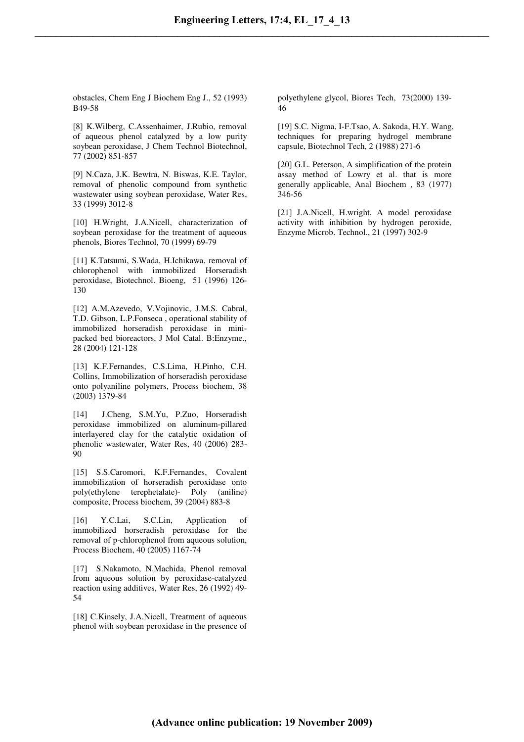obstacles, Chem Eng J Biochem Eng J., 52 (1993) B49-58

[8] K.Wilberg, C.Assenhaimer, J.Rubio, removal of aqueous phenol catalyzed by a low purity soybean peroxidase, J Chem Technol Biotechnol, 77 (2002) 851-857

[9] N.Caza, J.K. Bewtra, N. Biswas, K.E. Taylor, removal of phenolic compound from synthetic wastewater using soybean peroxidase, Water Res, 33 (1999) 3012-8

[10] H.Wright, J.A.Nicell, characterization of soybean peroxidase for the treatment of aqueous phenols, Biores Technol, 70 (1999) 69-79

[11] K.Tatsumi, S.Wada, H.Ichikawa, removal of chlorophenol with immobilized Horseradish peroxidase, Biotechnol. Bioeng, 51 (1996) 126-130

[12] A.M.Azevedo, V.Vojinovic, J.M.S. Cabral, T.D. Gibson, L.P.Fonseca , operational stability of immobilized horseradish peroxidase in mini-packed bed bioreactors, J Mol Catal. B:Enzyme., 28 (2004) 121-128

[13] K.F.Fernandes, C.S.Lima, H.Pinho, C.H. Collins, Immobilization of horseradish peroxidase onto polyaniline polymers, Process biochem, 38 (2003) 1379-84

[14] J.Cheng, S.M.Yu, P.Zuo, Horseradish peroxidase immobilized on aluminum-pillared interlayered clay for the catalytic oxidation of phenolic wastewater, Water Res, 40 (2006) 283-90

[15] S.S.Caromori, K.F.Fernandes, Covalent immobilization of horseradish peroxidase onto poly(ethylene terephetalate)- Poly (aniline) composite, Process biochem, 39 (2004) 883-8

[16] Y.C.Lai, S.C.Lin, Application of immobilized horseradish peroxidase for the removal of p-chlorophenol from aqueous solution, Process Biochem, 40 (2005) 1167-74

[17] S.Nakamoto, N.Machida, Phenol removal from aqueous solution by peroxidase-catalyzed reaction using additives, Water Res, 26 (1992) 49-54

[18] C.Kinsely, J.A.Nicell, Treatment of aqueous phenol with soybean peroxidase in the presence of polyethylene glycol, Biores Tech, 73(2000) 139-46

[19] S.C. Nigma, I-F.Tsao, A. Sakoda, H.Y. Wang, techniques for preparing hydrogel membrane capsule, Biotechnol Tech, 2 (1988) 271-6

[20] G.L. Peterson, A simplification of the protein assay method of Lowry et al. that is more generally applicable, Anal Biochem , 83 (1977) 346-56

[21] J.A.Nicell, H.wright, A model peroxidase activity with inhibition by hydrogen peroxide, Enzyme Microb. Technol., 21 (1997) 302-9